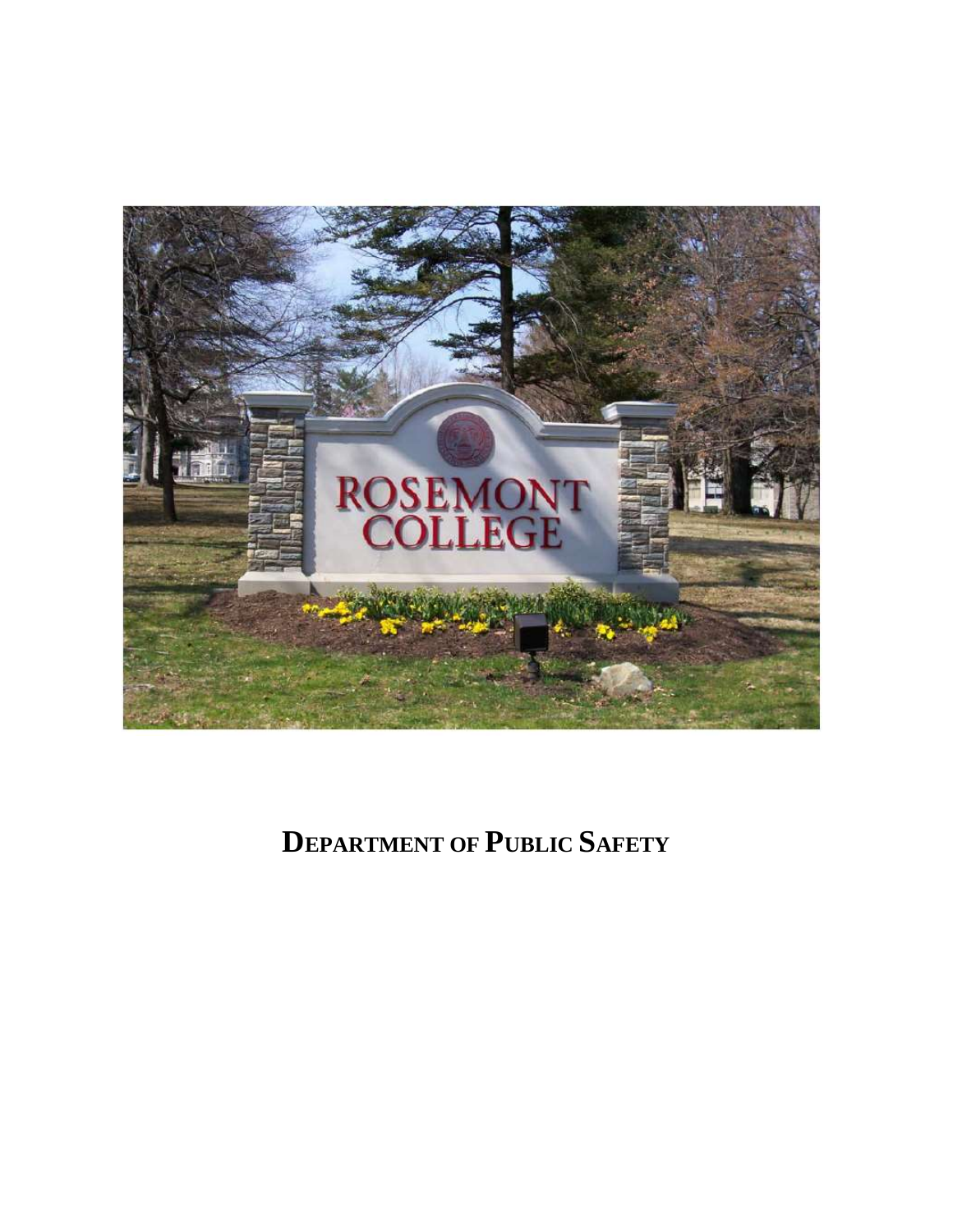# DEPARTMENT OF PUBLIC SAFETY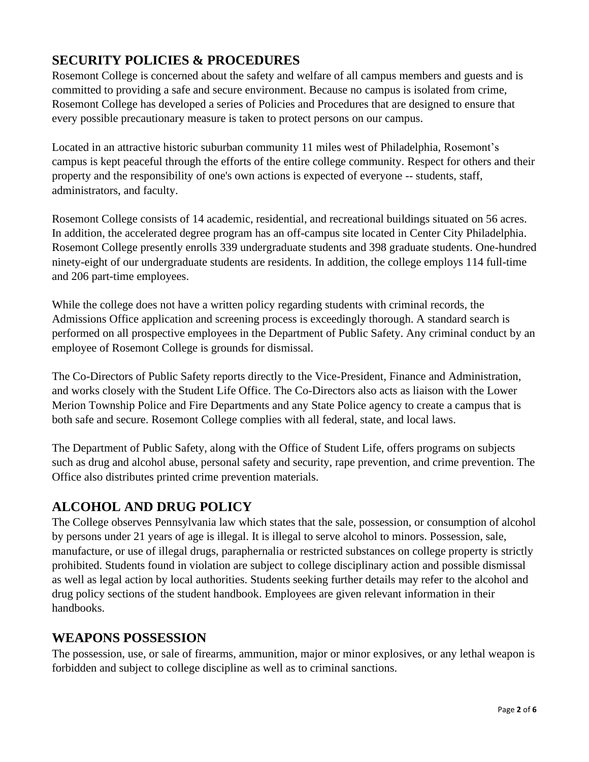## SECURITY POLICIES & PROCEDURES

Rosemont College is concerned about the safety and welfare of all campus members and guests and is committed to providing a safe and secure environment. Because no campus is isolated from crime, Rosemont College has developed a series of Policies and Procedures that are designed to ensure that every possible precautionary measure is taken to protect persons on our campus.

Located in an attractive historic suburban community 11 miles west of Philadelphia, Rosemont's campus is kept peaceful through the efforts of the entire college community. Respect for others and their property and the responsibility of one's own actions is expected of everyone -- students, staff, administrators, and faculty.

Rosemont College consists of 14 academic, residential, and recreational buildings situated on 56 acres. In addition, the accelerated degree program has an off-campus site located in Center City Philadelphia. Rosemont College presently enrolls 339 undergraduate students and 398 graduate students. One-hundred ninety-eight of our undergraduate students are residents. In addition, the college employs 114 full-time and 206 part-time employees.

While the college does not have a written policy regarding students with criminal records, the Admissions Office application and screening process is exceedingly thorough. A standard search is performed on all prospective employees in the Department of Public Safety. Any criminal conduct by an employee of Rosemont College is grounds for dismissal.

The Co-Directors of Public Safety reports directly to the Vice-President, Finance and Administration, and works closely with the Student Life Office. The Co-Directors also acts as liaison with the Lower Merion Township Police and Fire Departments and any State Police agency to create a campus that is both safe and secure. Rosemont College complies with all federal, state, and local laws.

The Department of Public Safety, along with the Office of Student Life, offers programs on subjects such as drug and alcohol abuse, personal safety and security, rape prevention, and crime prevention. The Office also distributes printed crime prevention materials.

## ALCOHOL AND DRUG POLICY

The College observes Pennsylvania law which states that the sale, possession, or consumption of alcohol by persons under 21 years of age is illegal. It is illegal to serve alcohol to minors. Possession, sale, manufacture, or use of illegal drugs, paraphernalia or restricted substances on college property is strictly prohibited. Students found in violation are subject to college disciplinary action and possible dismissal as well as legal action by local authorities. Students seeking further details may refer to the alcohol and drug policy sections of the student handbook. Employees are given relevant information in their handbooks.

## WEAPONS POSSESSION

The possession, use, or sale of firearms, ammunition, major or minor explosives, or any lethal weapon is forbidden and subject to college discipline as well as to criminal sanctions.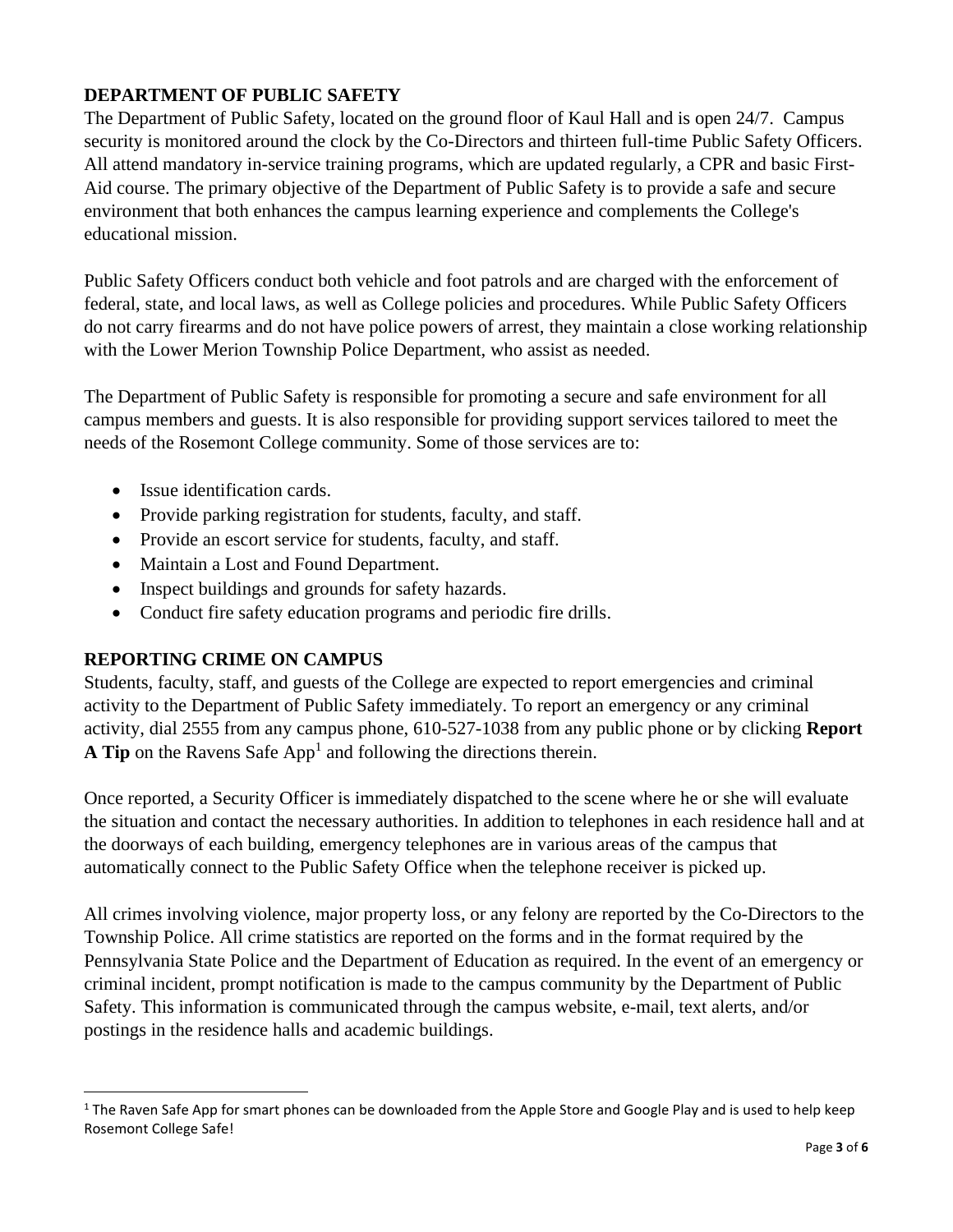## DEPARTMENT OF PUBLIC SAFETY

The Department of Public Safety, located on the ground floor of Kaul Hall and is open 24/7. Campus security is monitored around the clock by the Co-Directors and thirteen full-time Public Safety Officers. All attend mandatory in-service training programs, which are updated regularly, a CPR and basic First-Aid course. The primary objective of the Department of Public Safety is to provide a safe and secure environment that both enhances the campus learning experience and complements the College's educational mission.

Public Safety Officers conduct both vehicle and foot patrols and are charged with the enforcement of federal, state, and local laws, as well as College policies and procedures. While Public Safety Officers do not carry firearms and do not have police powers of arrest, they maintain a close working relationship with the Lower Merion Township Police Department, who assist as needed.

The Department of Public Safety is responsible for promoting a secure and safe environment for all campus members and guests. It is also responsible for providing support services tailored to meet the needs of the Rosemont College community. Some of those services are to:

- Issue identification cards.
- Provide parking registration for students, faculty, and staff.
- Provide an escort service for students, faculty, and staff.
- Maintain a Lost and Found Department.
- Inspect buildings and grounds for safety hazards.
- Conduct fire safety education programs and periodic fire drills.

## REPORTING CRIME ON CAMPUS

Students, faculty, staff, and guests of the College are expected to report emergencies and criminal activity to the Department of Public Safety immediately. To report an emergency or any criminal activity, dial 2555 from any campus phone, 610-527-1038 from any public phone or by clicking **Report A Tip** on the Ravens Safe App[1] and following the directions therein.

Once reported, a Security Officer is immediately dispatched to the scene where he or she will evaluate the situation and contact the necessary authorities. In addition to telephones in each residence hall and at the doorways of each building, emergency telephones are in various areas of the campus that automatically connect to the Public Safety Office when the telephone receiver is picked up.

All crimes involving violence, major property loss, or any felony are reported by the Co-Directors to the Township Police. All crime statistics are reported on the forms and in the format required by the Pennsylvania State Police and the Department of Education as required. In the event of an emergency or criminal incident, prompt notification is made to the campus community by the Department of Public Safety. This information is communicated through the campus website, e-mail, text alerts, and/or postings in the residence halls and academic buildings.

---

[1] The Raven Safe App for smart phones can be downloaded from the Apple Store and Google Play and is used to help keep Rosemont College Safe!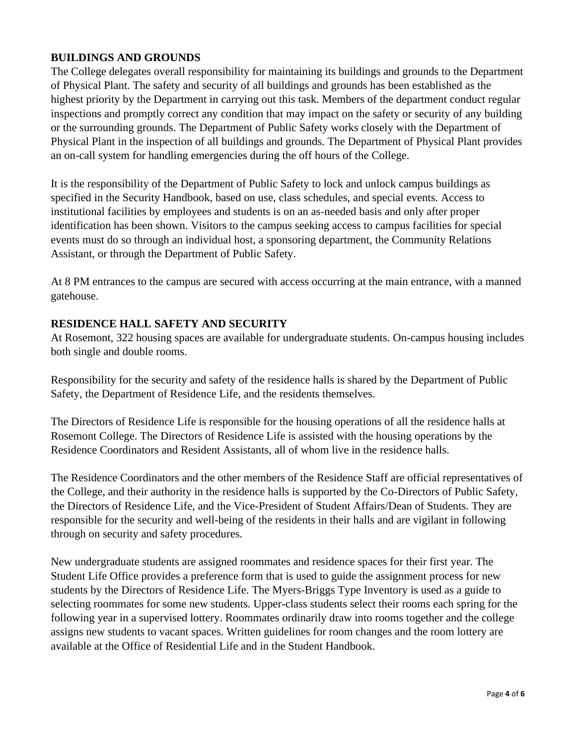## BUILDINGS AND GROUNDS

The College delegates overall responsibility for maintaining its buildings and grounds to the Department of Physical Plant. The safety and security of all buildings and grounds has been established as the highest priority by the Department in carrying out this task. Members of the department conduct regular inspections and promptly correct any condition that may impact on the safety or security of any building or the surrounding grounds. The Department of Public Safety works closely with the Department of Physical Plant in the inspection of all buildings and grounds. The Department of Physical Plant provides an on-call system for handling emergencies during the off hours of the College.

It is the responsibility of the Department of Public Safety to lock and unlock campus buildings as specified in the Security Handbook, based on use, class schedules, and special events. Access to institutional facilities by employees and students is on an as-needed basis and only after proper identification has been shown. Visitors to the campus seeking access to campus facilities for special events must do so through an individual host, a sponsoring department, the Community Relations Assistant, or through the Department of Public Safety.

At 8 PM entrances to the campus are secured with access occurring at the main entrance, with a manned gatehouse.

## RESIDENCE HALL SAFETY AND SECURITY

At Rosemont, 322 housing spaces are available for undergraduate students. On-campus housing includes both single and double rooms.

Responsibility for the security and safety of the residence halls is shared by the Department of Public Safety, the Department of Residence Life, and the residents themselves.

The Directors of Residence Life is responsible for the housing operations of all the residence halls at Rosemont College. The Directors of Residence Life is assisted with the housing operations by the Residence Coordinators and Resident Assistants, all of whom live in the residence halls.

The Residence Coordinators and the other members of the Residence Staff are official representatives of the College, and their authority in the residence halls is supported by the Co-Directors of Public Safety, the Directors of Residence Life, and the Vice-President of Student Affairs/Dean of Students. They are responsible for the security and well-being of the residents in their halls and are vigilant in following through on security and safety procedures.

New undergraduate students are assigned roommates and residence spaces for their first year. The Student Life Office provides a preference form that is used to guide the assignment process for new students by the Directors of Residence Life. The Myers-Briggs Type Inventory is used as a guide to selecting roommates for some new students. Upper-class students select their rooms each spring for the following year in a supervised lottery. Roommates ordinarily draw into rooms together and the college assigns new students to vacant spaces. Written guidelines for room changes and the room lottery are available at the Office of Residential Life and in the Student Handbook.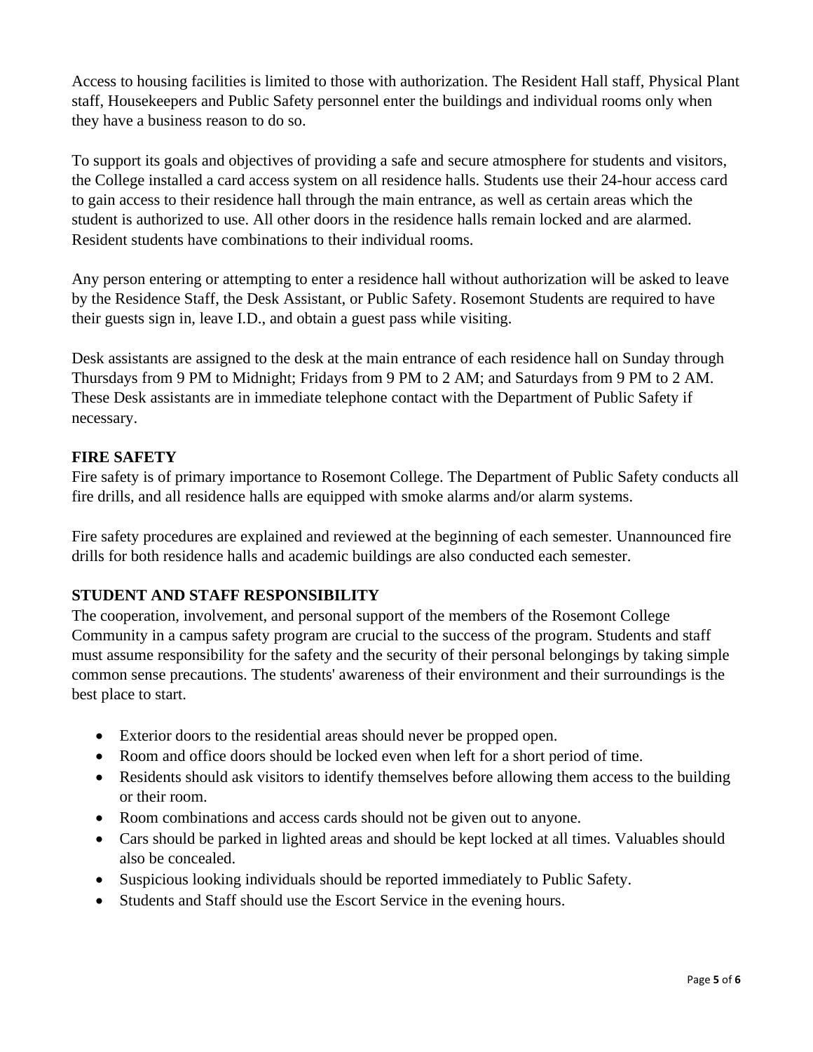Access to housing facilities is limited to those with authorization. The Resident Hall staff, Physical Plant staff, Housekeepers and Public Safety personnel enter the buildings and individual rooms only when they have a business reason to do so.

To support its goals and objectives of providing a safe and secure atmosphere for students and visitors, the College installed a card access system on all residence halls. Students use their 24-hour access card to gain access to their residence hall through the main entrance, as well as certain areas which the student is authorized to use. All other doors in the residence halls remain locked and are alarmed. Resident students have combinations to their individual rooms.

Any person entering or attempting to enter a residence hall without authorization will be asked to leave by the Residence Staff, the Desk Assistant, or Public Safety. Rosemont Students are required to have their guests sign in, leave I.D., and obtain a guest pass while visiting.

Desk assistants are assigned to the desk at the main entrance of each residence hall on Sunday through Thursdays from 9 PM to Midnight; Fridays from 9 PM to 2 AM; and Saturdays from 9 PM to 2 AM. These Desk assistants are in immediate telephone contact with the Department of Public Safety if necessary.

## FIRE SAFETY

Fire safety is of primary importance to Rosemont College. The Department of Public Safety conducts all fire drills, and all residence halls are equipped with smoke alarms and/or alarm systems.

Fire safety procedures are explained and reviewed at the beginning of each semester. Unannounced fire drills for both residence halls and academic buildings are also conducted each semester.

## STUDENT AND STAFF RESPONSIBILITY

The cooperation, involvement, and personal support of the members of the Rosemont College Community in a campus safety program are crucial to the success of the program. Students and staff must assume responsibility for the safety and the security of their personal belongings by taking simple common sense precautions. The students' awareness of their environment and their surroundings is the best place to start.

- Exterior doors to the residential areas should never be propped open.
- Room and office doors should be locked even when left for a short period of time.
- Residents should ask visitors to identify themselves before allowing them access to the building or their room.
- Room combinations and access cards should not be given out to anyone.
- Cars should be parked in lighted areas and should be kept locked at all times. Valuables should also be concealed.
- Suspicious looking individuals should be reported immediately to Public Safety.
- Students and Staff should use the Escort Service in the evening hours.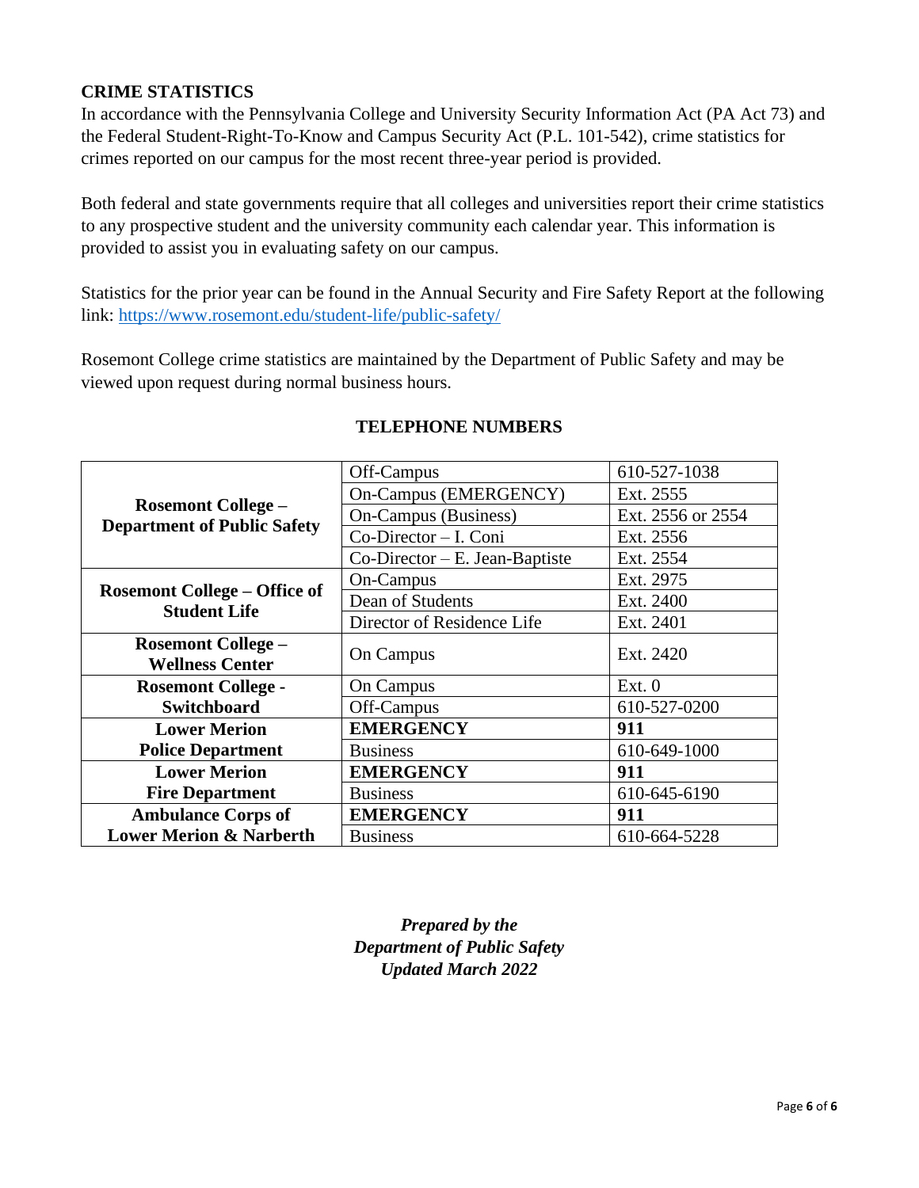## CRIME STATISTICS

In accordance with the Pennsylvania College and University Security Information Act (PA Act 73) and the Federal Student-Right-To-Know and Campus Security Act (P.L. 101-542), crime statistics for crimes reported on our campus for the most recent three-year period is provided.

Both federal and state governments require that all colleges and universities report their crime statistics to any prospective student and the university community each calendar year. This information is provided to assist you in evaluating safety on our campus.

Statistics for the prior year can be found in the Annual Security and Fire Safety Report at the following link: https://www.rosemont.edu/student-life/public-safety/

Rosemont College crime statistics are maintained by the Department of Public Safety and may be viewed upon request during normal business hours.

## TELEPHONE NUMBERS

| | | |
|---|---|---|
| **Rosemont College – Department of Public Safety** | Off-Campus | 610-527-1038 |
| | On-Campus (EMERGENCY) | Ext. 2555 |
| | On-Campus (Business) | Ext. 2556 or 2554 |
| | Co-Director – I. Coni | Ext. 2556 |
| | Co-Director – E. Jean-Baptiste | Ext. 2554 |
| **Rosemont College – Office of Student Life** | On-Campus | Ext. 2975 |
| | Dean of Students | Ext. 2400 |
| | Director of Residence Life | Ext. 2401 |
| **Rosemont College – Wellness Center** | On Campus | Ext. 2420 |
| **Rosemont College - Switchboard** | On Campus | Ext. 0 |
| | Off-Campus | 610-527-0200 |
| **Lower Merion Police Department** | **EMERGENCY** | **911** |
| | Business | 610-649-1000 |
| **Lower Merion Fire Department** | **EMERGENCY** | **911** |
| | Business | 610-645-6190 |
| **Ambulance Corps of Lower Merion & Narberth** | **EMERGENCY** | **911** |
| | Business | 610-664-5228 |

***Prepared by the***
***Department of Public Safety***
***Updated March 2022***